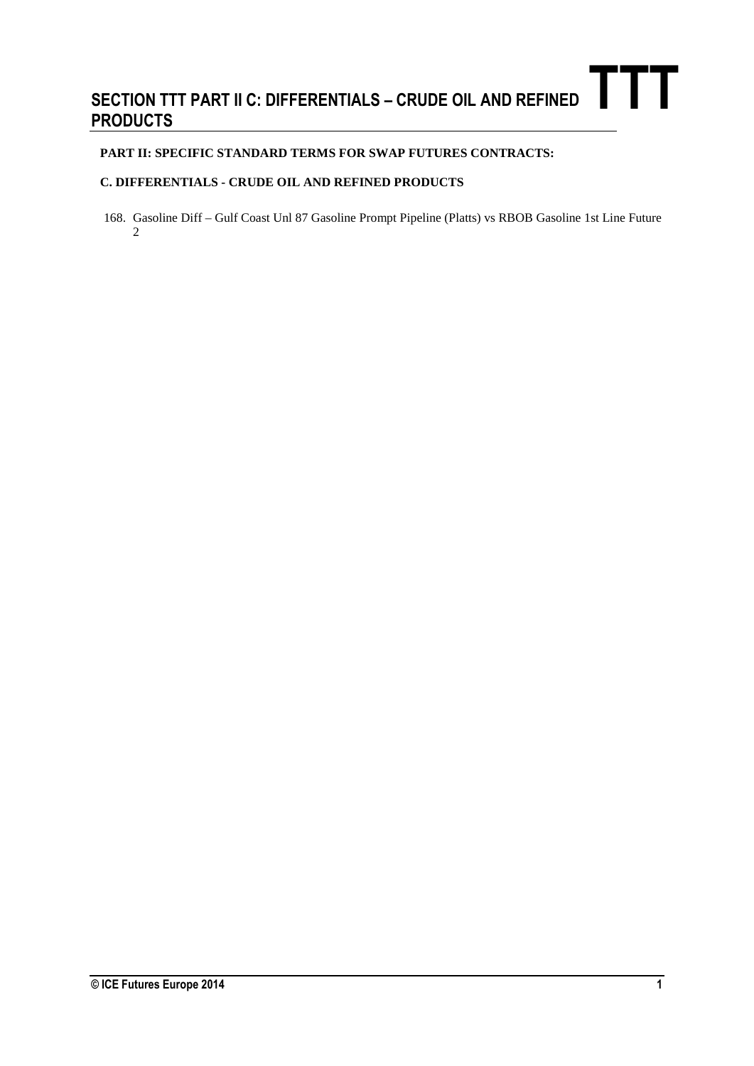# SECTION TTT PART II C: DIFFERENTIALS – CRUDE OIL AND REFINED PRODUCTS

**PART II: SPECIFIC STANDARD TERMS FOR SWAP FUTURES CONTRACTS:**

**C. DIFFERENTIALS - CRUDE OIL AND REFINED PRODUCTS**

168. Gasoline Diff – Gulf Coast Unl 87 Gasoline Prompt Pipeline (Platts) vs RBOB Gasoline 1st Line Future 2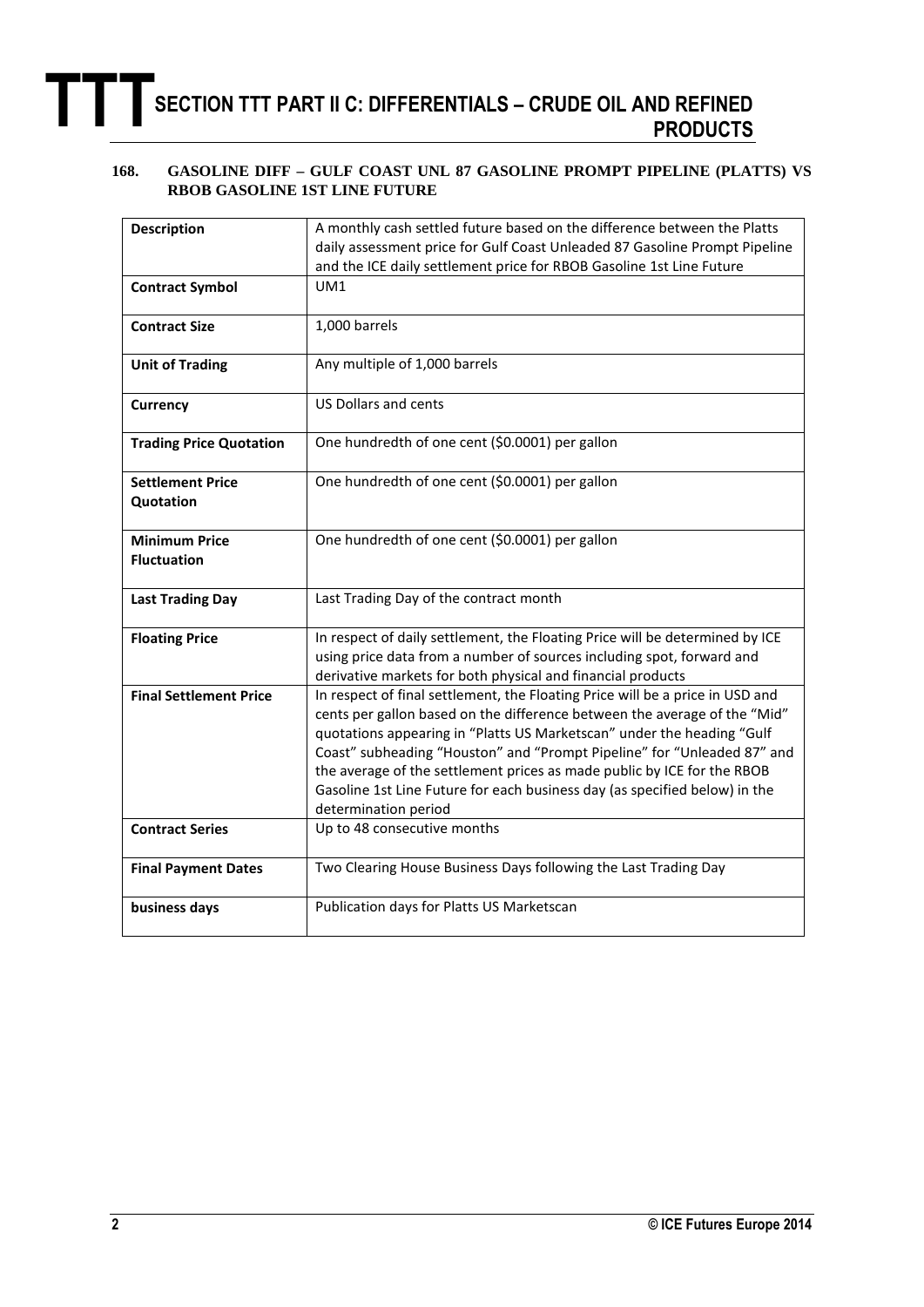# SECTION TTT PART II C: DIFFERENTIALS – CRUDE OIL AND REFINED PRODUCTS

## 168. GASOLINE DIFF – GULF COAST UNL 87 GASOLINE PROMPT PIPELINE (PLATTS) VS RBOB GASOLINE 1ST LINE FUTURE

| | |
|---|---|
| **Description** | A monthly cash settled future based on the difference between the Platts daily assessment price for Gulf Coast Unleaded 87 Gasoline Prompt Pipeline and the ICE daily settlement price for RBOB Gasoline 1st Line Future |
| **Contract Symbol** | UM1 |
| **Contract Size** | 1,000 barrels |
| **Unit of Trading** | Any multiple of 1,000 barrels |
| **Currency** | US Dollars and cents |
| **Trading Price Quotation** | One hundredth of one cent ($0.0001) per gallon |
| **Settlement Price Quotation** | One hundredth of one cent ($0.0001) per gallon |
| **Minimum Price Fluctuation** | One hundredth of one cent ($0.0001) per gallon |
| **Last Trading Day** | Last Trading Day of the contract month |
| **Floating Price** | In respect of daily settlement, the Floating Price will be determined by ICE using price data from a number of sources including spot, forward and derivative markets for both physical and financial products |
| **Final Settlement Price** | In respect of final settlement, the Floating Price will be a price in USD and cents per gallon based on the difference between the average of the "Mid" quotations appearing in "Platts US Marketscan" under the heading "Gulf Coast" subheading "Houston" and "Prompt Pipeline" for "Unleaded 87" and the average of the settlement prices as made public by ICE for the RBOB Gasoline 1st Line Future for each business day (as specified below) in the determination period |
| **Contract Series** | Up to 48 consecutive months |
| **Final Payment Dates** | Two Clearing House Business Days following the Last Trading Day |
| **business days** | Publication days for Platts US Marketscan |